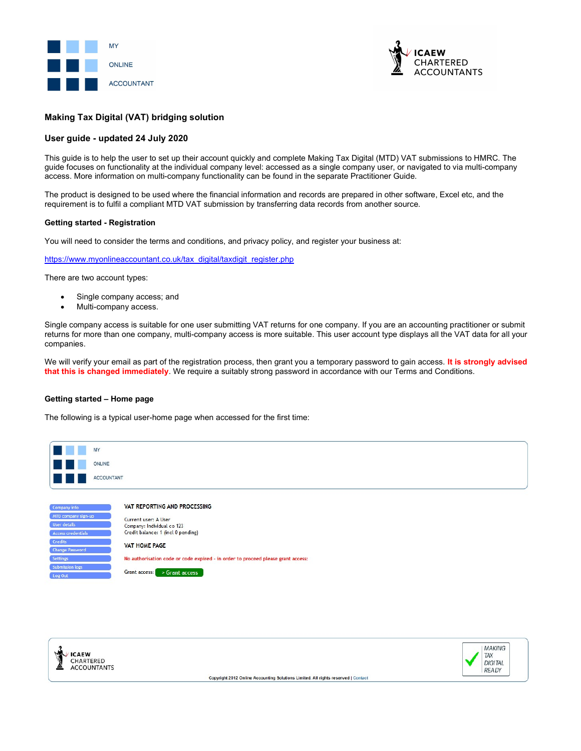## Making Tax Digital (VAT) bridging solution

## User guide - updated 24 July 2020

This guide is to help the user to set up their account quickly and complete Making Tax Digital (MTD) VAT submissions to HMRC. The guide focuses on functionality at the individual company level: accessed as a single company user, or navigated to via multi-company access. More information on multi-company functionality can be found in the separate Practitioner Guide.

The product is designed to be used where the financial information and records are prepared in other software, Excel etc, and the requirement is to fulfil a compliant MTD VAT submission by transferring data records from another source.

### Getting started - Registration

You will need to consider the terms and conditions, and privacy policy, and register your business at:

https://www.myonlineaccountant.co.uk/tax_digital/taxdigit_register.php

There are two account types:

- Single company access; and
- Multi-company access.

Single company access is suitable for one user submitting VAT returns for one company. If you are an accounting practitioner or submit returns for more than one company, multi-company access is more suitable. This user account type displays all the VAT data for all your companies.

We will verify your email as part of the registration process, then grant you a temporary password to gain access. **It is strongly advised that this is changed immediately**. We require a suitably strong password in accordance with our Terms and Conditions.

### Getting started – Home page

The following is a typical user-home page when accessed for the first time:

MY
ONLINE
ACCOUNTANT

- Company info
- MTD company sign-up
- User details
- Access credentials
- Credits
- Change Password
- Settings
- Submission logs
- Log Out

VAT REPORTING AND PROCESSING

Current user: A User
Company: Individual co 123
Credit balance: 1 (incl 0 pending)

VAT HOME PAGE

No authorisation code or code expired - in order to proceed please grant access:

Grant access: > Grant access

ICAEW CHARTERED ACCOUNTANTS

MAKING TAX DIGITAL READY

Copyright 2012 Online Accounting Solutions Limited. All rights reserved | Contact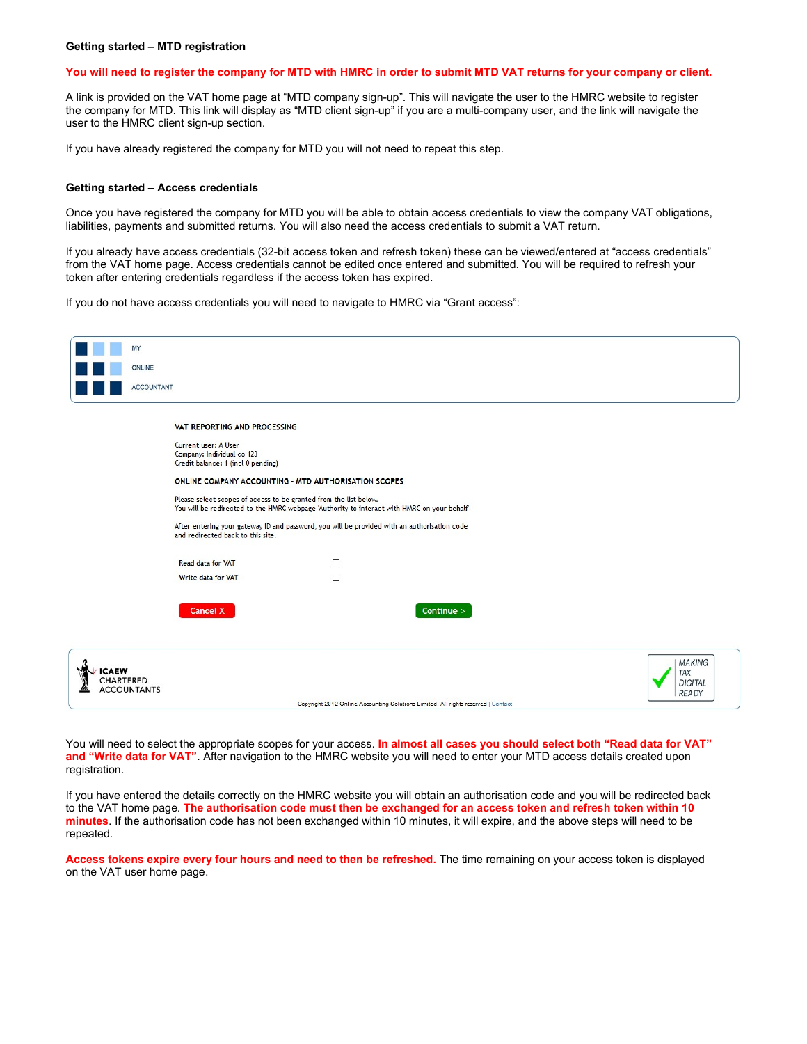**Getting started – MTD registration**

**You will need to register the company for MTD with HMRC in order to submit MTD VAT returns for your company or client.**

A link is provided on the VAT home page at "MTD company sign-up". This will navigate the user to the HMRC website to register the company for MTD. This link will display as "MTD client sign-up" if you are a multi-company user, and the link will navigate the user to the HMRC client sign-up section.

If you have already registered the company for MTD you will not need to repeat this step.

**Getting started – Access credentials**

Once you have registered the company for MTD you will be able to obtain access credentials to view the company VAT obligations, liabilities, payments and submitted returns. You will also need the access credentials to submit a VAT return.

If you already have access credentials (32-bit access token and refresh token) these can be viewed/entered at "access credentials" from the VAT home page. Access credentials cannot be edited once entered and submitted. You will be required to refresh your token after entering credentials regardless if the access token has expired.

If you do not have access credentials you will need to navigate to HMRC via "Grant access":

MY
ONLINE
ACCOUNTANT

VAT REPORTING AND PROCESSING

Current user: A User
Company: Individual co 123
Credit balance: 1 (incl 0 pending)

ONLINE COMPANY ACCOUNTING - MTD AUTHORISATION SCOPES

Please select scopes of access to be granted from the list below.
You will be redirected to the HMRC webpage 'Authority to interact with HMRC on your behalf'.

After entering your gateway ID and password, you will be provided with an authorisation code and redirected back to this site.

Read data for VAT ☐
Write data for VAT ☐

Cancel X    Continue >

ICAEW CHARTERED ACCOUNTANTS    MAKING TAX DIGITAL READY

Copyright 2012 Online Accounting Solutions Limited. All rights reserved | Contact

You will need to select the appropriate scopes for your access. **In almost all cases you should select both "Read data for VAT" and "Write data for VAT"**. After navigation to the HMRC website you will need to enter your MTD access details created upon registration.

If you have entered the details correctly on the HMRC website you will obtain an authorisation code and you will be redirected back to the VAT home page. **The authorisation code must then be exchanged for an access token and refresh token within 10 minutes**. If the authorisation code has not been exchanged within 10 minutes, it will expire, and the above steps will need to be repeated.

**Access tokens expire every four hours and need to then be refreshed.** The time remaining on your access token is displayed on the VAT user home page.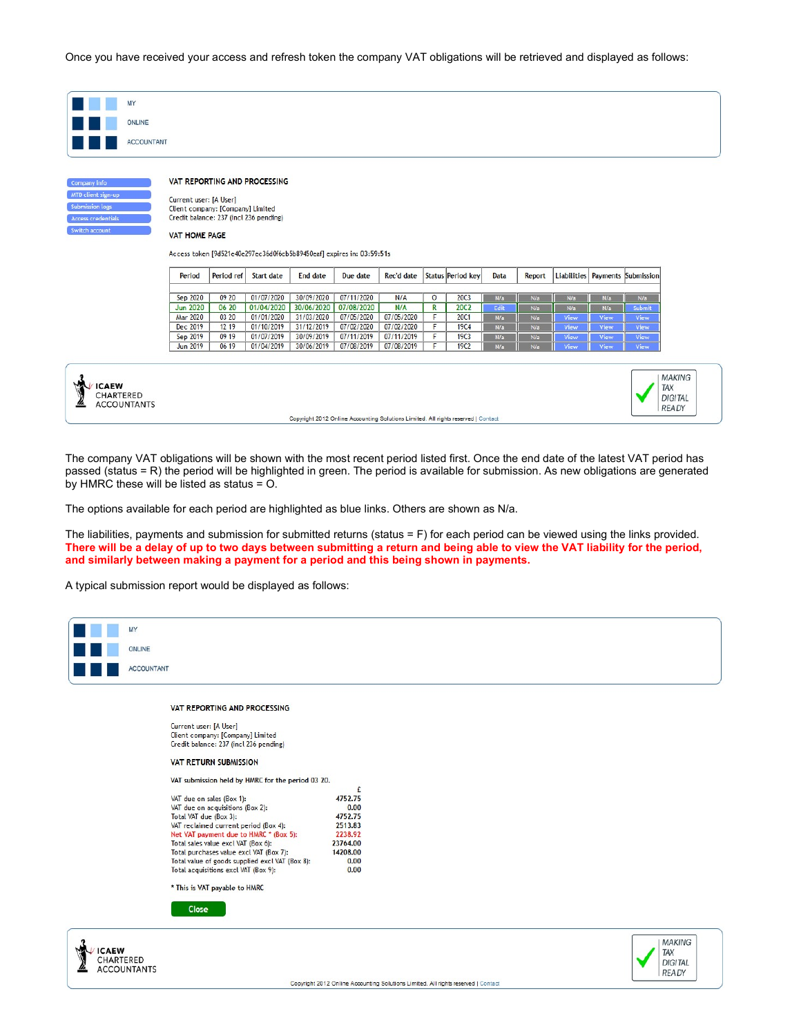Once you have received your access and refresh token the company VAT obligations will be retrieved and displayed as follows:

MY
ONLINE
ACCOUNTANT

- Company info
- MTD client sign-up
- Submission logs
- Access credentials
- Switch account

VAT REPORTING AND PROCESSING

Current user: [A User]
Client company: [Company] Limited
Credit balance: 237 (incl 236 pending)

VAT HOME PAGE

Access token [9d521e40e297ec36d0f6cb5b89450eaf] expires in: 03:59:51s

| Period | Period ref | Start date | End date | Due date | Rec'd date | Status | Period key | Data | Report | Liabilities | Payments | Submission |
|---|---|---|---|---|---|---|---|---|---|---|---|---|
| Sep 2020 | 09 20 | 01/07/2020 | 30/09/2020 | 07/11/2020 | N/A | O | 20C3 | N/a | N/a | N/a | N/a | N/a |
| Jun 2020 | 06 20 | 01/04/2020 | 30/06/2020 | 07/08/2020 | N/A | R | 20C2 | Edit | N/a | N/a | N/a | Submit |
| Mar 2020 | 03 20 | 01/01/2020 | 31/03/2020 | 07/05/2020 | 07/05/2020 | F | 20C1 | N/a | N/a | View | View | View |
| Dec 2019 | 12 19 | 01/10/2019 | 31/12/2019 | 07/02/2020 | 07/02/2020 | F | 19C4 | N/a | N/a | View | View | View |
| Sep 2019 | 09 19 | 01/07/2019 | 30/09/2019 | 07/11/2019 | 07/11/2019 | F | 19C3 | N/a | N/a | View | View | View |
| Jun 2019 | 06 19 | 01/04/2019 | 30/06/2019 | 07/08/2019 | 07/08/2019 | F | 19C2 | N/a | N/a | View | View | View |

ICAEW CHARTERED ACCOUNTANTS — MAKING TAX DIGITAL READY

Copyright 2012 Online Accounting Solutions Limited. All rights reserved | Contact

The company VAT obligations will be shown with the most recent period listed first. Once the end date of the latest VAT period has passed (status = R) the period will be highlighted in green. The period is available for submission. As new obligations are generated by HMRC these will be listed as status = O.

The options available for each period are highlighted as blue links. Others are shown as N/a.

The liabilities, payments and submission for submitted returns (status = F) for each period can be viewed using the links provided. **There will be a delay of up to two days between submitting a return and being able to view the VAT liability for the period, and similarly between making a payment for a period and this being shown in payments.**

A typical submission report would be displayed as follows:

MY
ONLINE
ACCOUNTANT

VAT REPORTING AND PROCESSING

Current user: [A User]
Client company: [Company] Limited
Credit balance: 237 (incl 236 pending)

VAT RETURN SUBMISSION

VAT submission held by HMRC for the period 03 20.

| | £ |
|---|---|
| VAT due on sales (Box 1): | 4752.75 |
| VAT due on acquisitions (Box 2): | 0.00 |
| Total VAT due (Box 3): | 4752.75 |
| VAT reclaimed current period (Box 4): | 2513.83 |
| Net VAT payment due to HMRC * (Box 5): | 2238.92 |
| Total sales value excl VAT (Box 6): | 23764.00 |
| Total purchases value excl VAT (Box 7): | 14208.00 |
| Total value of goods supplied excl VAT (Box 8): | 0.00 |
| Total acquisitions excl VAT (Box 9): | 0.00 |

\* This is VAT payable to HMRC

Close

ICAEW CHARTERED ACCOUNTANTS — MAKING TAX DIGITAL READY

Copyright 2012 Online Accounting Solutions Limited. All rights reserved | Contact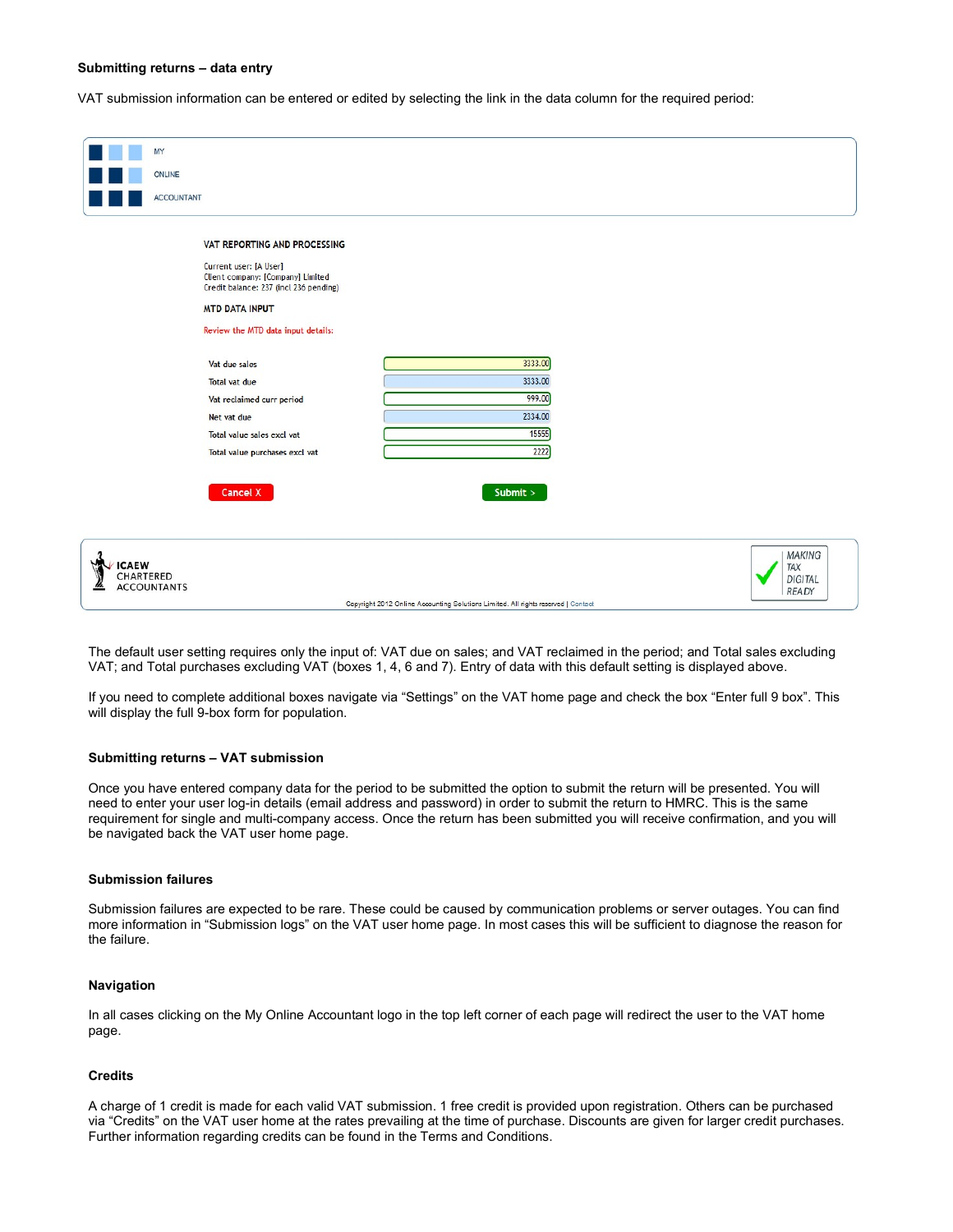**Submitting returns – data entry**

VAT submission information can be entered or edited by selecting the link in the data column for the required period:

MY
ONLINE
ACCOUNTANT

VAT REPORTING AND PROCESSING

Current user: [A User]
Client company: [Company] Limited
Credit balance: 237 (incl 236 pending)

MTD DATA INPUT

Review the MTD data input details:

| | |
|---|---|
| Vat due sales | 3333.00 |
| Total vat due | 3333.00 |
| Vat reclaimed curr period | 999.00 |
| Net vat due | 2334.00 |
| Total value sales excl vat | 15555 |
| Total value purchases excl vat | 2222 |

Cancel X    Submit >

ICAEW CHARTERED ACCOUNTANTS

MAKING TAX DIGITAL READY

Copyright 2012 Online Accounting Solutions Limited. All rights reserved | Contact

The default user setting requires only the input of: VAT due on sales; and VAT reclaimed in the period; and Total sales excluding VAT; and Total purchases excluding VAT (boxes 1, 4, 6 and 7). Entry of data with this default setting is displayed above.

If you need to complete additional boxes navigate via "Settings" on the VAT home page and check the box "Enter full 9 box". This will display the full 9-box form for population.

**Submitting returns – VAT submission**

Once you have entered company data for the period to be submitted the option to submit the return will be presented. You will need to enter your user log-in details (email address and password) in order to submit the return to HMRC. This is the same requirement for single and multi-company access. Once the return has been submitted you will receive confirmation, and you will be navigated back the VAT user home page.

**Submission failures**

Submission failures are expected to be rare. These could be caused by communication problems or server outages. You can find more information in "Submission logs" on the VAT user home page. In most cases this will be sufficient to diagnose the reason for the failure.

**Navigation**

In all cases clicking on the My Online Accountant logo in the top left corner of each page will redirect the user to the VAT home page.

**Credits**

A charge of 1 credit is made for each valid VAT submission. 1 free credit is provided upon registration. Others can be purchased via "Credits" on the VAT user home at the rates prevailing at the time of purchase. Discounts are given for larger credit purchases. Further information regarding credits can be found in the Terms and Conditions.